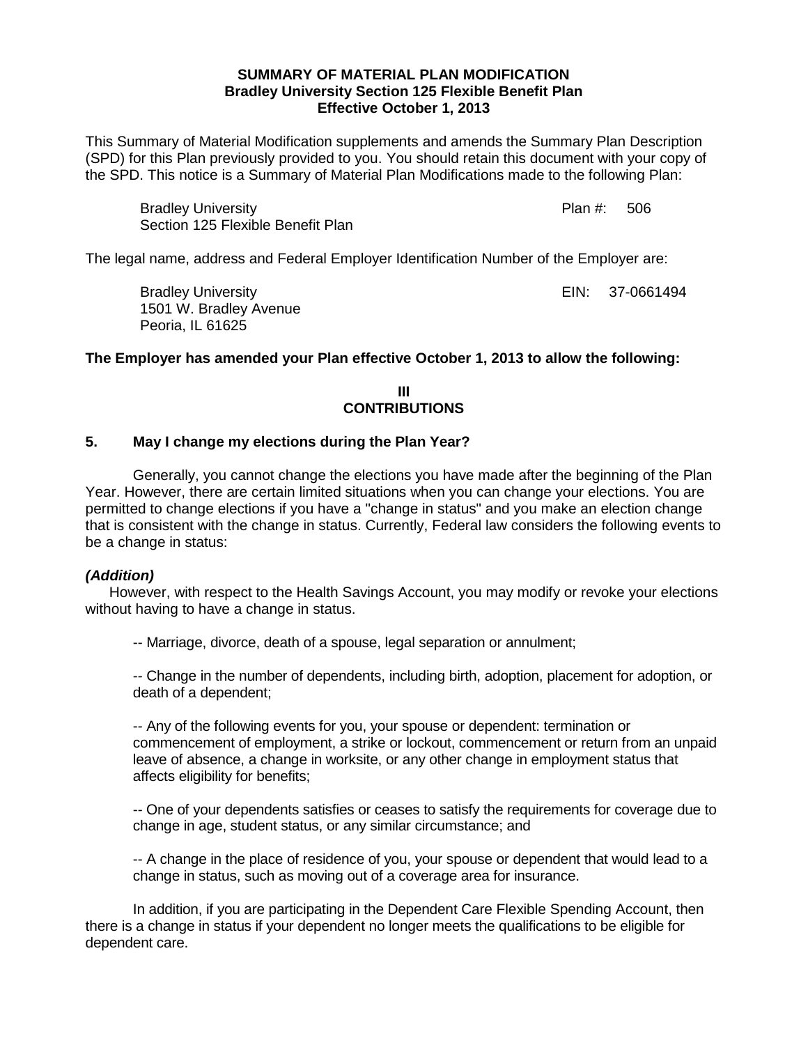**SUMMARY OF MATERIAL PLAN MODIFICATION**
**Bradley University Section 125 Flexible Benefit Plan**
**Effective October 1, 2013**

This Summary of Material Modification supplements and amends the Summary Plan Description (SPD) for this Plan previously provided to you. You should retain this document with your copy of the SPD. This notice is a Summary of Material Plan Modifications made to the following Plan:

Bradley University
Section 125 Flexible Benefit Plan
Plan #: 506

The legal name, address and Federal Employer Identification Number of the Employer are:

Bradley University
1501 W. Bradley Avenue
Peoria, IL 61625
EIN: 37-0661494

**The Employer has amended your Plan effective October 1, 2013 to allow the following:**

## III
## CONTRIBUTIONS

### 5. May I change my elections during the Plan Year?

Generally, you cannot change the elections you have made after the beginning of the Plan Year. However, there are certain limited situations when you can change your elections. You are permitted to change elections if you have a "change in status" and you make an election change that is consistent with the change in status. Currently, Federal law considers the following events to be a change in status:

***(Addition)***

However, with respect to the Health Savings Account, you may modify or revoke your elections without having to have a change in status.

-- Marriage, divorce, death of a spouse, legal separation or annulment;

-- Change in the number of dependents, including birth, adoption, placement for adoption, or death of a dependent;

-- Any of the following events for you, your spouse or dependent: termination or commencement of employment, a strike or lockout, commencement or return from an unpaid leave of absence, a change in worksite, or any other change in employment status that affects eligibility for benefits;

-- One of your dependents satisfies or ceases to satisfy the requirements for coverage due to change in age, student status, or any similar circumstance; and

-- A change in the place of residence of you, your spouse or dependent that would lead to a change in status, such as moving out of a coverage area for insurance.

In addition, if you are participating in the Dependent Care Flexible Spending Account, then there is a change in status if your dependent no longer meets the qualifications to be eligible for dependent care.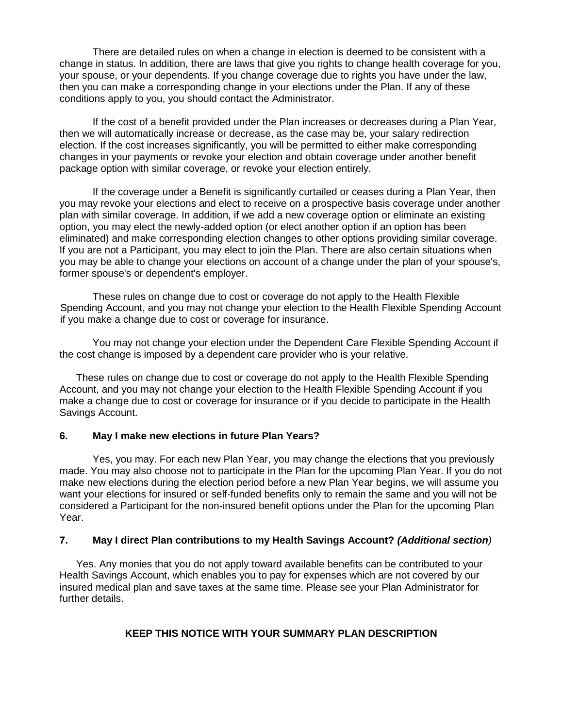There are detailed rules on when a change in election is deemed to be consistent with a change in status. In addition, there are laws that give you rights to change health coverage for you, your spouse, or your dependents. If you change coverage due to rights you have under the law, then you can make a corresponding change in your elections under the Plan. If any of these conditions apply to you, you should contact the Administrator.

If the cost of a benefit provided under the Plan increases or decreases during a Plan Year, then we will automatically increase or decrease, as the case may be, your salary redirection election. If the cost increases significantly, you will be permitted to either make corresponding changes in your payments or revoke your election and obtain coverage under another benefit package option with similar coverage, or revoke your election entirely.

If the coverage under a Benefit is significantly curtailed or ceases during a Plan Year, then you may revoke your elections and elect to receive on a prospective basis coverage under another plan with similar coverage. In addition, if we add a new coverage option or eliminate an existing option, you may elect the newly-added option (or elect another option if an option has been eliminated) and make corresponding election changes to other options providing similar coverage. If you are not a Participant, you may elect to join the Plan. There are also certain situations when you may be able to change your elections on account of a change under the plan of your spouse's, former spouse's or dependent's employer.

These rules on change due to cost or coverage do not apply to the Health Flexible Spending Account, and you may not change your election to the Health Flexible Spending Account if you make a change due to cost or coverage for insurance.

You may not change your election under the Dependent Care Flexible Spending Account if the cost change is imposed by a dependent care provider who is your relative.

These rules on change due to cost or coverage do not apply to the Health Flexible Spending Account, and you may not change your election to the Health Flexible Spending Account if you make a change due to cost or coverage for insurance or if you decide to participate in the Health Savings Account.

**6. May I make new elections in future Plan Years?**

Yes, you may. For each new Plan Year, you may change the elections that you previously made. You may also choose not to participate in the Plan for the upcoming Plan Year. If you do not make new elections during the election period before a new Plan Year begins, we will assume you want your elections for insured or self-funded benefits only to remain the same and you will not be considered a Participant for the non-insured benefit options under the Plan for the upcoming Plan Year.

**7. May I direct Plan contributions to my Health Savings Account? *(Additional section*)**

Yes. Any monies that you do not apply toward available benefits can be contributed to your Health Savings Account, which enables you to pay for expenses which are not covered by our insured medical plan and save taxes at the same time. Please see your Plan Administrator for further details.

**KEEP THIS NOTICE WITH YOUR SUMMARY PLAN DESCRIPTION**